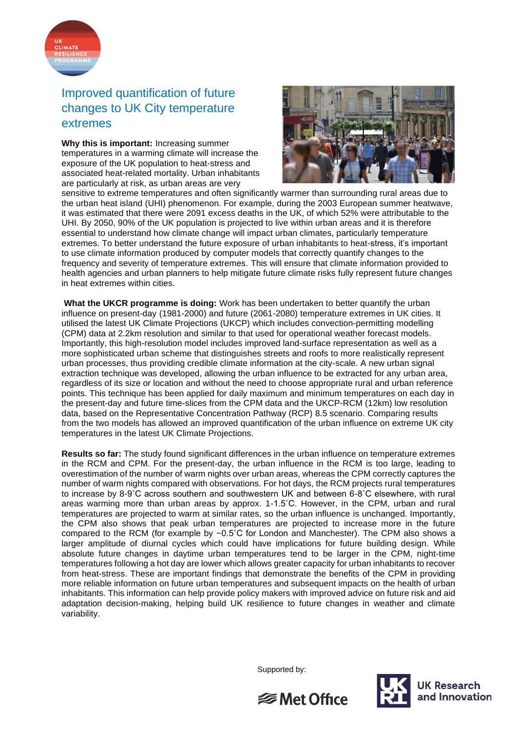# Improved quantification of future changes to UK City temperature extremes

**Why this is important:** Increasing summer temperatures in a warming climate will increase the exposure of the UK population to heat-stress and associated heat-related mortality. Urban inhabitants are particularly at risk, as urban areas are very sensitive to extreme temperatures and often significantly warmer than surrounding rural areas due to the urban heat island (UHI) phenomenon. For example, during the 2003 European summer heatwave, it was estimated that there were 2091 excess deaths in the UK, of which 52% were attributable to the UHI. By 2050, 90% of the UK population is projected to live within urban areas and it is therefore essential to understand how climate change will impact urban climates, particularly temperature extremes. To better understand the future exposure of urban inhabitants to heat-stress, it's important to use climate information produced by computer models that correctly quantify changes to the frequency and severity of temperature extremes. This will ensure that climate information provided to health agencies and urban planners to help mitigate future climate risks fully represent future changes in heat extremes within cities.

**What the UKCR programme is doing:** Work has been undertaken to better quantify the urban influence on present-day (1981-2000) and future (2061-2080) temperature extremes in UK cities. It utilised the latest UK Climate Projections (UKCP) which includes convection-permitting modelling (CPM) data at 2.2km resolution and similar to that used for operational weather forecast models. Importantly, this high-resolution model includes improved land-surface representation as well as a more sophisticated urban scheme that distinguishes streets and roofs to more realistically represent urban processes, thus providing credible climate information at the city-scale. A new urban signal extraction technique was developed, allowing the urban influence to be extracted for any urban area, regardless of its size or location and without the need to choose appropriate rural and urban reference points. This technique has been applied for daily maximum and minimum temperatures on each day in the present-day and future time-slices from the CPM data and the UKCP-RCM (12km) low resolution data, based on the Representative Concentration Pathway (RCP) 8.5 scenario. Comparing results from the two models has allowed an improved quantification of the urban influence on extreme UK city temperatures in the latest UK Climate Projections.

**Results so far:** The study found significant differences in the urban influence on temperature extremes in the RCM and CPM. For the present-day, the urban influence in the RCM is too large, leading to overestimation of the number of warm nights over urban areas, whereas the CPM correctly captures the number of warm nights compared with observations. For hot days, the RCM projects rural temperatures to increase by 8-9˚C across southern and southwestern UK and between 6-8˚C elsewhere, with rural areas warming more than urban areas by approx. 1-1.5˚C. However, in the CPM, urban and rural temperatures are projected to warm at similar rates, so the urban influence is unchanged. Importantly, the CPM also shows that peak urban temperatures are projected to increase more in the future compared to the RCM (for example by ~0.5˚C for London and Manchester). The CPM also shows a larger amplitude of diurnal cycles which could have implications for future building design. While absolute future changes in daytime urban temperatures tend to be larger in the CPM, night-time temperatures following a hot day are lower which allows greater capacity for urban inhabitants to recover from heat-stress. These are important findings that demonstrate the benefits of the CPM in providing more reliable information on future urban temperatures and subsequent impacts on the health of urban inhabitants. This information can help provide policy makers with improved advice on future risk and aid adaptation decision-making, helping build UK resilience to future changes in weather and climate variability.

Supported by: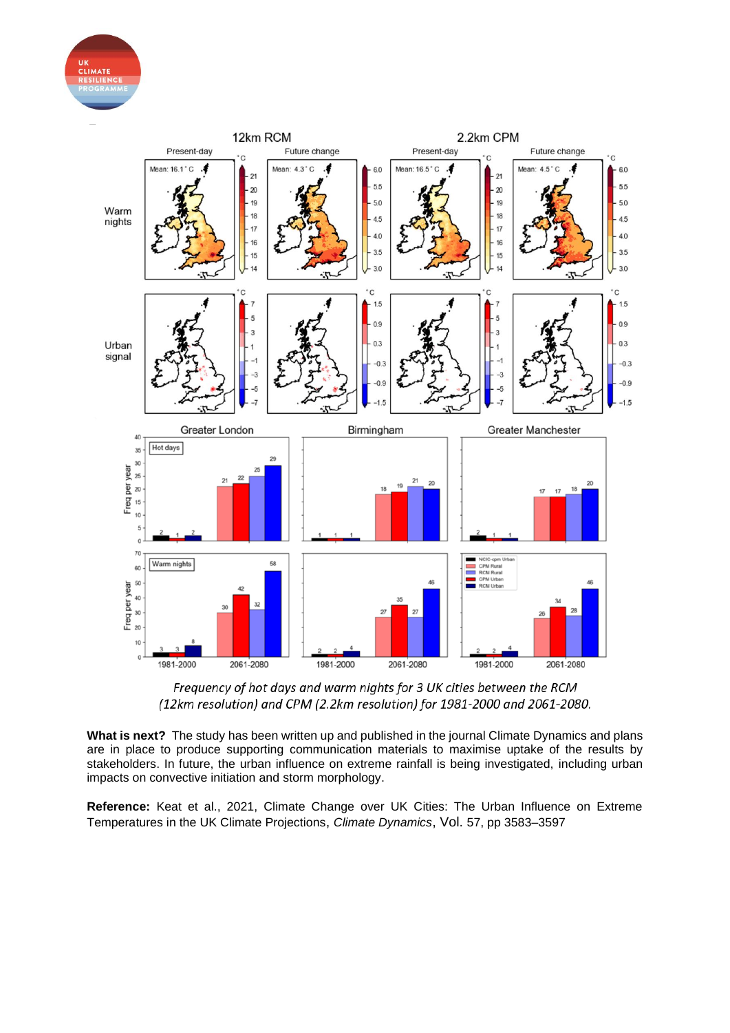12km RCM

2.2km CPM

Present-day

Future change

Present-day

Future change

Warm nights

Mean: 16.1 °C

Mean: 4.3 °C

Mean: 16.5 °C

Mean: 4.5 °C

Urban signal

Greater London

Birmingham

Greater Manchester

Hot days

Warm nights

Freq per year

NCIC-cpm Urban

CPM Rural

RCM Rural

CPM Urban

RCM Urban

1981-2000

2061-2080

*Frequency of hot days and warm nights for 3 UK cities between the RCM (12km resolution) and CPM (2.2km resolution) for 1981-2000 and 2061-2080.*

**What is next?** The study has been written up and published in the journal Climate Dynamics and plans are in place to produce supporting communication materials to maximise uptake of the results by stakeholders. In future, the urban influence on extreme rainfall is being investigated, including urban impacts on convective initiation and storm morphology.

**Reference:** Keat et al., 2021, Climate Change over UK Cities: The Urban Influence on Extreme Temperatures in the UK Climate Projections, *Climate Dynamics*, Vol. 57, pp 3583–3597